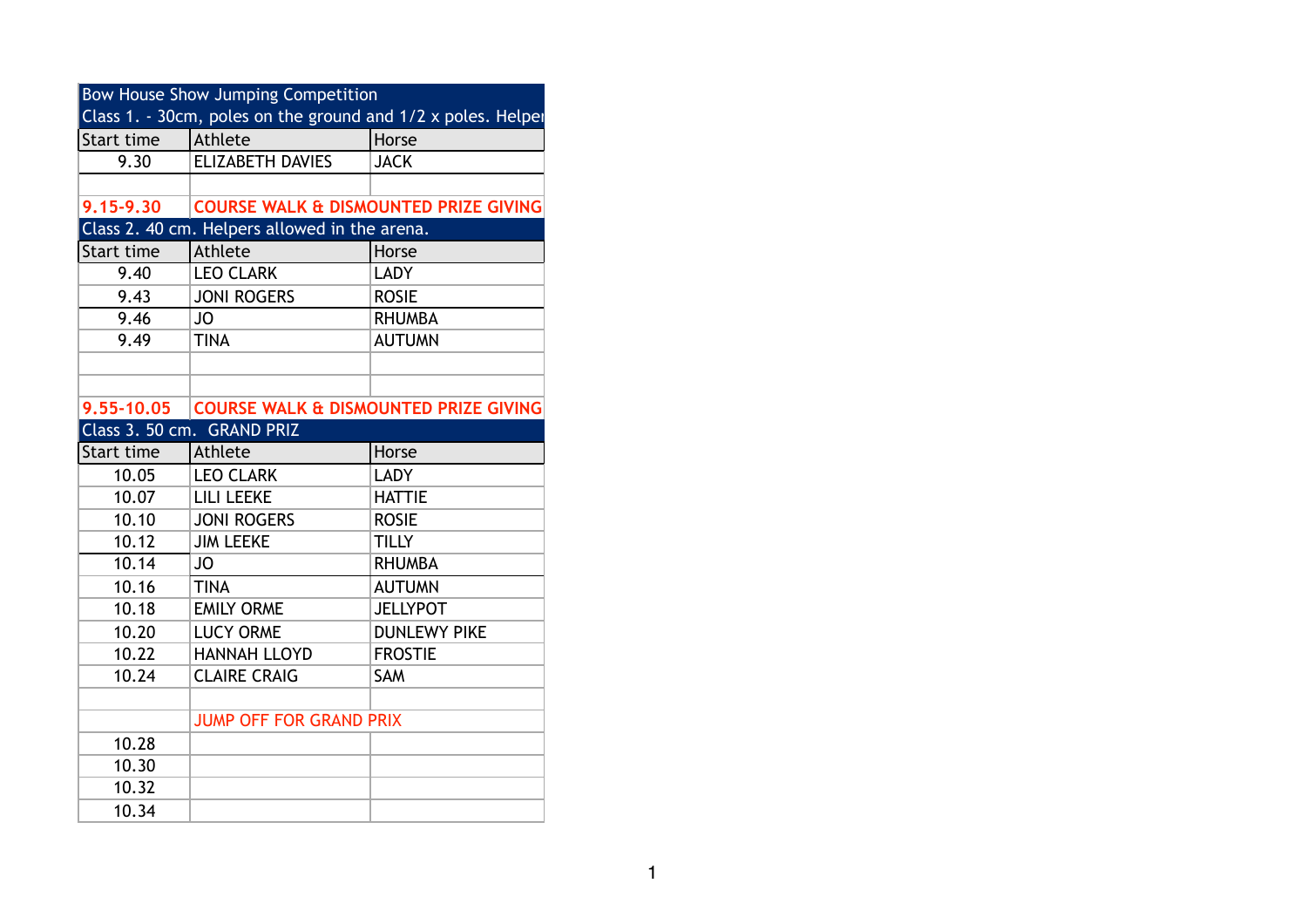# Bow House Show Jumping Competition

## Class 1. - 30cm, poles on the ground and 1/2 x poles. Helper

| Start time | Athlete | Horse |
|---|---|---|
| 9.30 | ELIZABETH DAVIES | JACK |
| | | |

**9.15-9.30** **COURSE WALK & DISMOUNTED PRIZE GIVING**

## Class 2. 40 cm. Helpers allowed in the arena.

| Start time | Athlete | Horse |
|---|---|---|
| 9.40 | LEO CLARK | LADY |
| 9.43 | JONI ROGERS | ROSIE |
| 9.46 | JO | RHUMBA |
| 9.49 | TINA | AUTUMN |
| | | |
| | | |

**9.55-10.05** **COURSE WALK & DISMOUNTED PRIZE GIVING**

## Class 3. 50 cm. GRAND PRIZ

| Start time | Athlete | Horse |
|---|---|---|
| 10.05 | LEO CLARK | LADY |
| 10.07 | LILI LEEKE | HATTIE |
| 10.10 | JONI ROGERS | ROSIE |
| 10.12 | JIM LEEKE | TILLY |
| 10.14 | JO | RHUMBA |
| 10.16 | TINA | AUTUMN |
| 10.18 | EMILY ORME | JELLYPOT |
| 10.20 | LUCY ORME | DUNLEWY PIKE |
| 10.22 | HANNAH LLOYD | FROSTIE |
| 10.24 | CLAIRE CRAIG | SAM |
| | | |
| | JUMP OFF FOR GRAND PRIX | |
| 10.28 | | |
| 10.30 | | |
| 10.32 | | |
| 10.34 | | |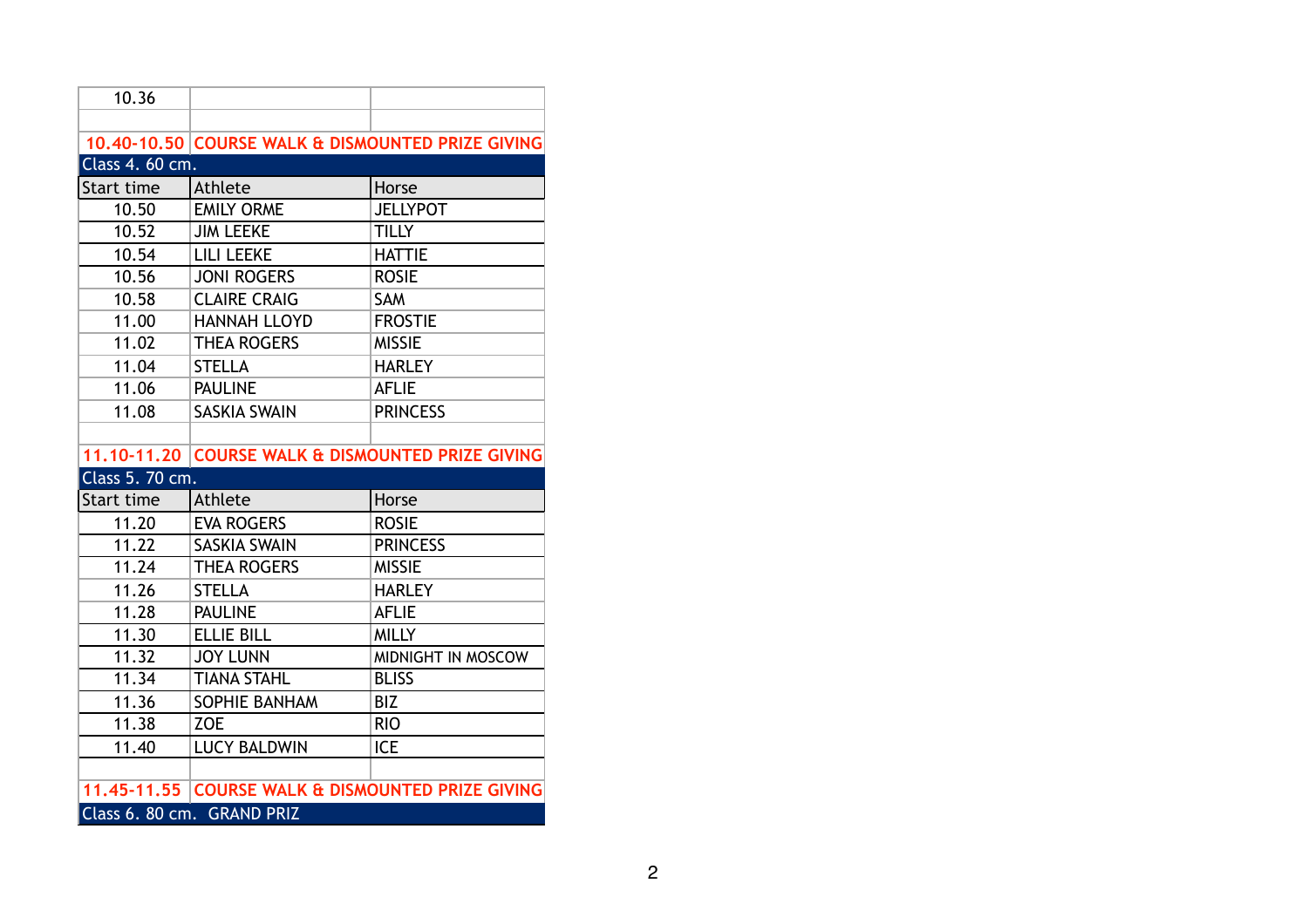| | | |
|---|---|---|
| 10.36 | | |
| | | |
| **10.40-10.50** | **COURSE WALK & DISMOUNTED PRIZE GIVING** | |

**Class 4. 60 cm.**

| Start time | Athlete | Horse |
|---|---|---|
| 10.50 | EMILY ORME | JELLYPOT |
| 10.52 | JIM LEEKE | TILLY |
| 10.54 | LILI LEEKE | HATTIE |
| 10.56 | JONI ROGERS | ROSIE |
| 10.58 | CLAIRE CRAIG | SAM |
| 11.00 | HANNAH LLOYD | FROSTIE |
| 11.02 | THEA ROGERS | MISSIE |
| 11.04 | STELLA | HARLEY |
| 11.06 | PAULINE | AFLIE |
| 11.08 | SASKIA SWAIN | PRINCESS |
| | | |
| **11.10-11.20** | **COURSE WALK & DISMOUNTED PRIZE GIVING** | |

**Class 5. 70 cm.**

| Start time | Athlete | Horse |
|---|---|---|
| 11.20 | EVA ROGERS | ROSIE |
| 11.22 | SASKIA SWAIN | PRINCESS |
| 11.24 | THEA ROGERS | MISSIE |
| 11.26 | STELLA | HARLEY |
| 11.28 | PAULINE | AFLIE |
| 11.30 | ELLIE BILL | MILLY |
| 11.32 | JOY LUNN | MIDNIGHT IN MOSCOW |
| 11.34 | TIANA STAHL | BLISS |
| 11.36 | SOPHIE BANHAM | BIZ |
| 11.38 | ZOE | RIO |
| 11.40 | LUCY BALDWIN | ICE |
| | | |
| **11.45-11.55** | **COURSE WALK & DISMOUNTED PRIZE GIVING** | |

**Class 6. 80 cm. GRAND PRIZ**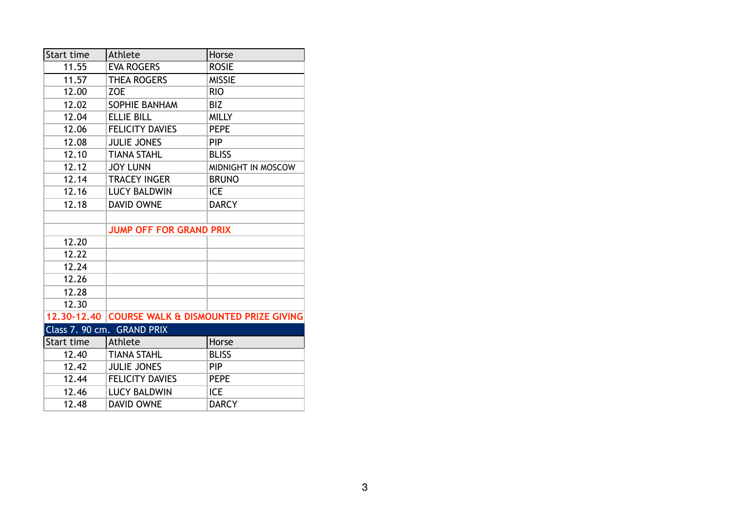| Start time | Athlete | Horse |
|---|---|---|
| 11.55 | EVA ROGERS | ROSIE |
| 11.57 | THEA ROGERS | MISSIE |
| 12.00 | ZOE | RIO |
| 12.02 | SOPHIE BANHAM | BIZ |
| 12.04 | ELLIE BILL | MILLY |
| 12.06 | FELICITY DAVIES | PEPE |
| 12.08 | JULIE JONES | PIP |
| 12.10 | TIANA STAHL | BLISS |
| 12.12 | JOY LUNN | MIDNIGHT IN MOSCOW |
| 12.14 | TRACEY INGER | BRUNO |
| 12.16 | LUCY BALDWIN | ICE |
| 12.18 | DAVID OWNE | DARCY |
| | | |
| | **JUMP OFF FOR GRAND PRIX** | |
| 12.20 | | |
| 12.22 | | |
| 12.24 | | |
| 12.26 | | |
| 12.28 | | |
| 12.30 | | |
| **12.30-12.40** | **COURSE WALK & DISMOUNTED PRIZE GIVING** | |

## Class 7. 90 cm. GRAND PRIX

| Start time | Athlete | Horse |
|---|---|---|
| 12.40 | TIANA STAHL | BLISS |
| 12.42 | JULIE JONES | PIP |
| 12.44 | FELICITY DAVIES | PEPE |
| 12.46 | LUCY BALDWIN | ICE |
| 12.48 | DAVID OWNE | DARCY |